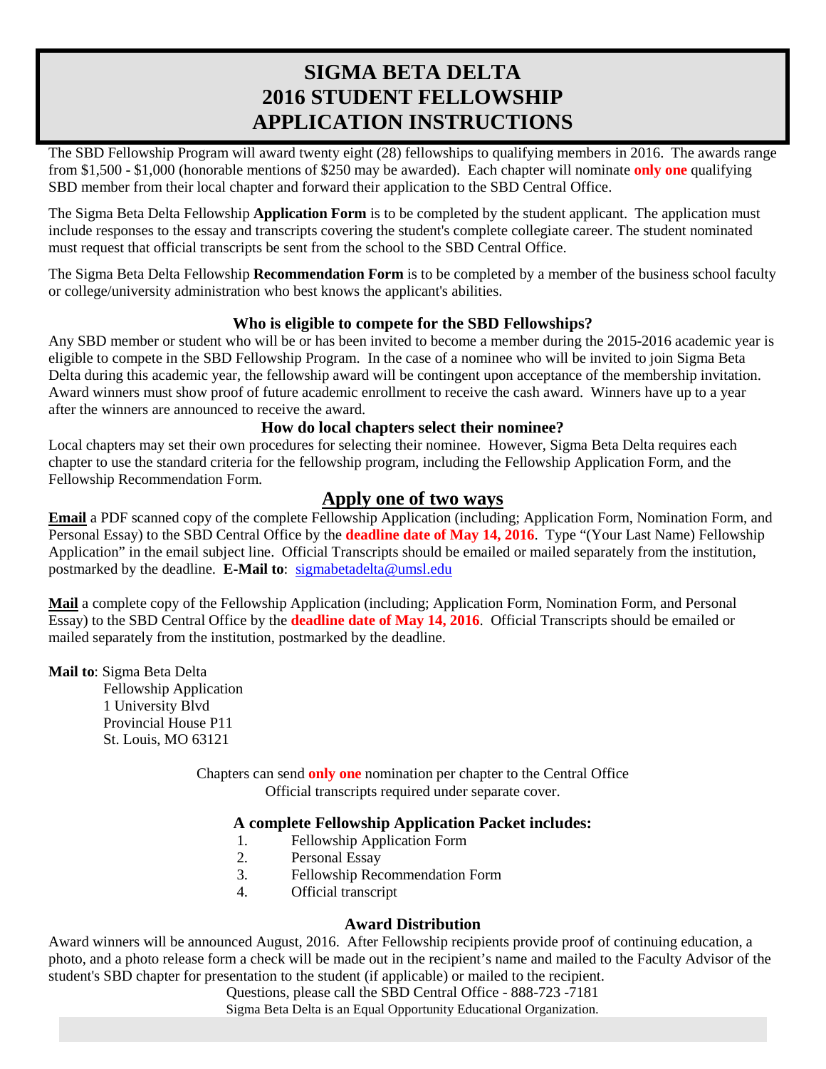# SIGMA BETA DELTA
# 2016 STUDENT FELLOWSHIP
# APPLICATION INSTRUCTIONS

The SBD Fellowship Program will award twenty eight (28) fellowships to qualifying members in 2016. The awards range from $1,500 - $1,000 (honorable mentions of $250 may be awarded). Each chapter will nominate **only one** qualifying SBD member from their local chapter and forward their application to the SBD Central Office.

The Sigma Beta Delta Fellowship **Application Form** is to be completed by the student applicant. The application must include responses to the essay and transcripts covering the student's complete collegiate career. The student nominated must request that official transcripts be sent from the school to the SBD Central Office.

The Sigma Beta Delta Fellowship **Recommendation Form** is to be completed by a member of the business school faculty or college/university administration who best knows the applicant's abilities.

### Who is eligible to compete for the SBD Fellowships?

Any SBD member or student who will be or has been invited to become a member during the 2015-2016 academic year is eligible to compete in the SBD Fellowship Program. In the case of a nominee who will be invited to join Sigma Beta Delta during this academic year, the fellowship award will be contingent upon acceptance of the membership invitation. Award winners must show proof of future academic enrollment to receive the cash award. Winners have up to a year after the winners are announced to receive the award.

### How do local chapters select their nominee?

Local chapters may set their own procedures for selecting their nominee. However, Sigma Beta Delta requires each chapter to use the standard criteria for the fellowship program, including the Fellowship Application Form, and the Fellowship Recommendation Form.

## Apply one of two ways

**Email** a PDF scanned copy of the complete Fellowship Application (including; Application Form, Nomination Form, and Personal Essay) to the SBD Central Office by the **deadline date of May 14, 2016**. Type "(Your Last Name) Fellowship Application" in the email subject line. Official Transcripts should be emailed or mailed separately from the institution, postmarked by the deadline. **E-Mail to**: sigmabetadelta@umsl.edu

**Mail** a complete copy of the Fellowship Application (including; Application Form, Nomination Form, and Personal Essay) to the SBD Central Office by the **deadline date of May 14, 2016**. Official Transcripts should be emailed or mailed separately from the institution, postmarked by the deadline.

**Mail to**: Sigma Beta Delta
Fellowship Application
1 University Blvd
Provincial House P11
St. Louis, MO 63121

Chapters can send **only one** nomination per chapter to the Central Office
Official transcripts required under separate cover.

### A complete Fellowship Application Packet includes:

1. Fellowship Application Form
2. Personal Essay
3. Fellowship Recommendation Form
4. Official transcript

### Award Distribution

Award winners will be announced August, 2016. After Fellowship recipients provide proof of continuing education, a photo, and a photo release form a check will be made out in the recipient's name and mailed to the Faculty Advisor of the student's SBD chapter for presentation to the student (if applicable) or mailed to the recipient.

Questions, please call the SBD Central Office - 888-723 -7181

Sigma Beta Delta is an Equal Opportunity Educational Organization.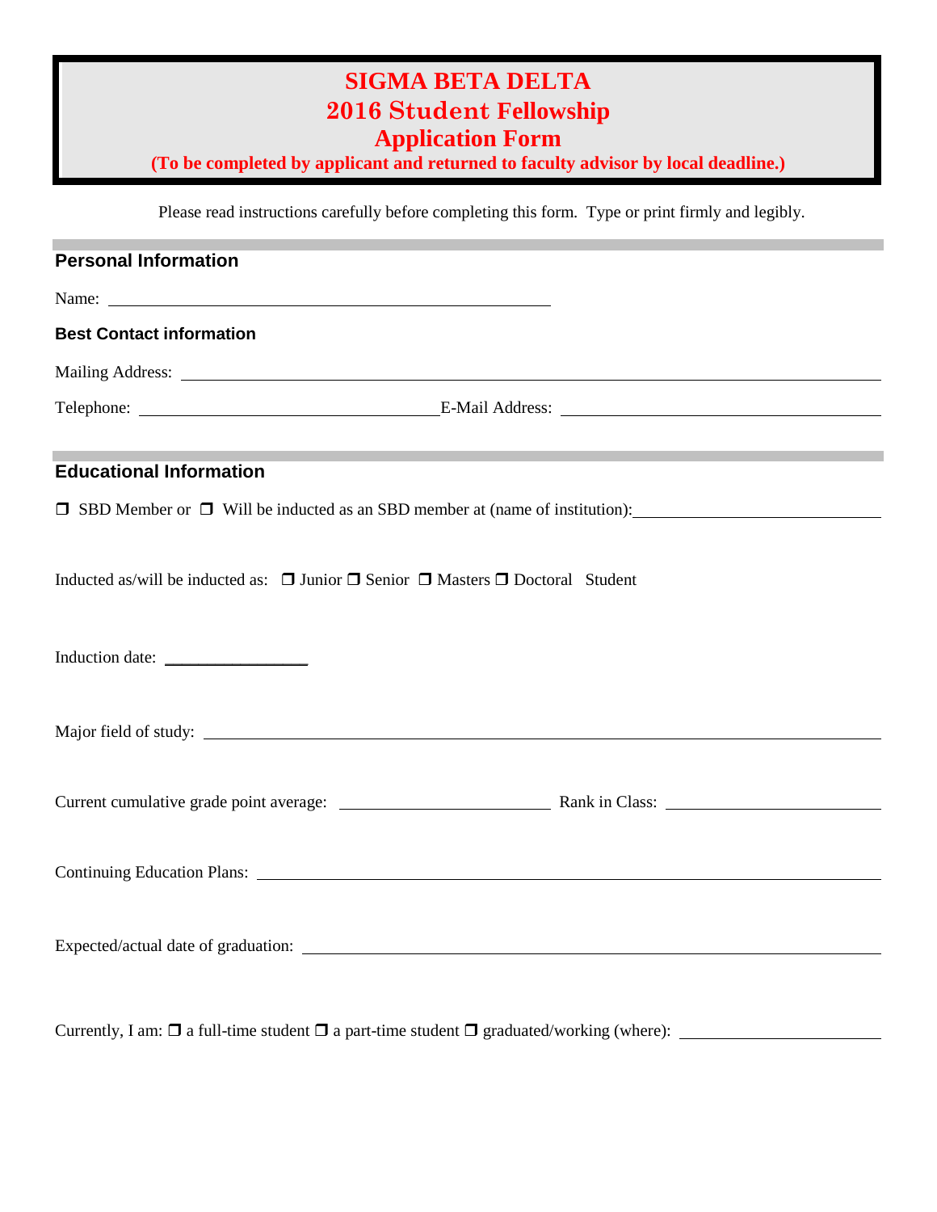# SIGMA BETA DELTA
# 2016 Student Fellowship
# Application Form

**(To be completed by applicant and returned to faculty advisor by local deadline.)**

Please read instructions carefully before completing this form. Type or print firmly and legibly.

## Personal Information

Name: ________________________________________________

### Best Contact information

Mailing Address: ____________________________________________________________________________

Telephone: ________________________________ E-Mail Address: ___________________________________

## Educational Information

❒ SBD Member or ❒ Will be inducted as an SBD member at (name of institution): ___________________________

Inducted as/will be inducted as: ❒ Junior ❒ Senior ❒ Masters ❒ Doctoral Student

Induction date: ________________

Major field of study: _____________________________________________________________________

Current cumulative grade point average: _______________________ Rank in Class: _______________________

Continuing Education Plans: ______________________________________________________________

Expected/actual date of graduation: _________________________________________________________

Currently, I am: ❒ a full-time student ❒ a part-time student ❒ graduated/working (where): ______________________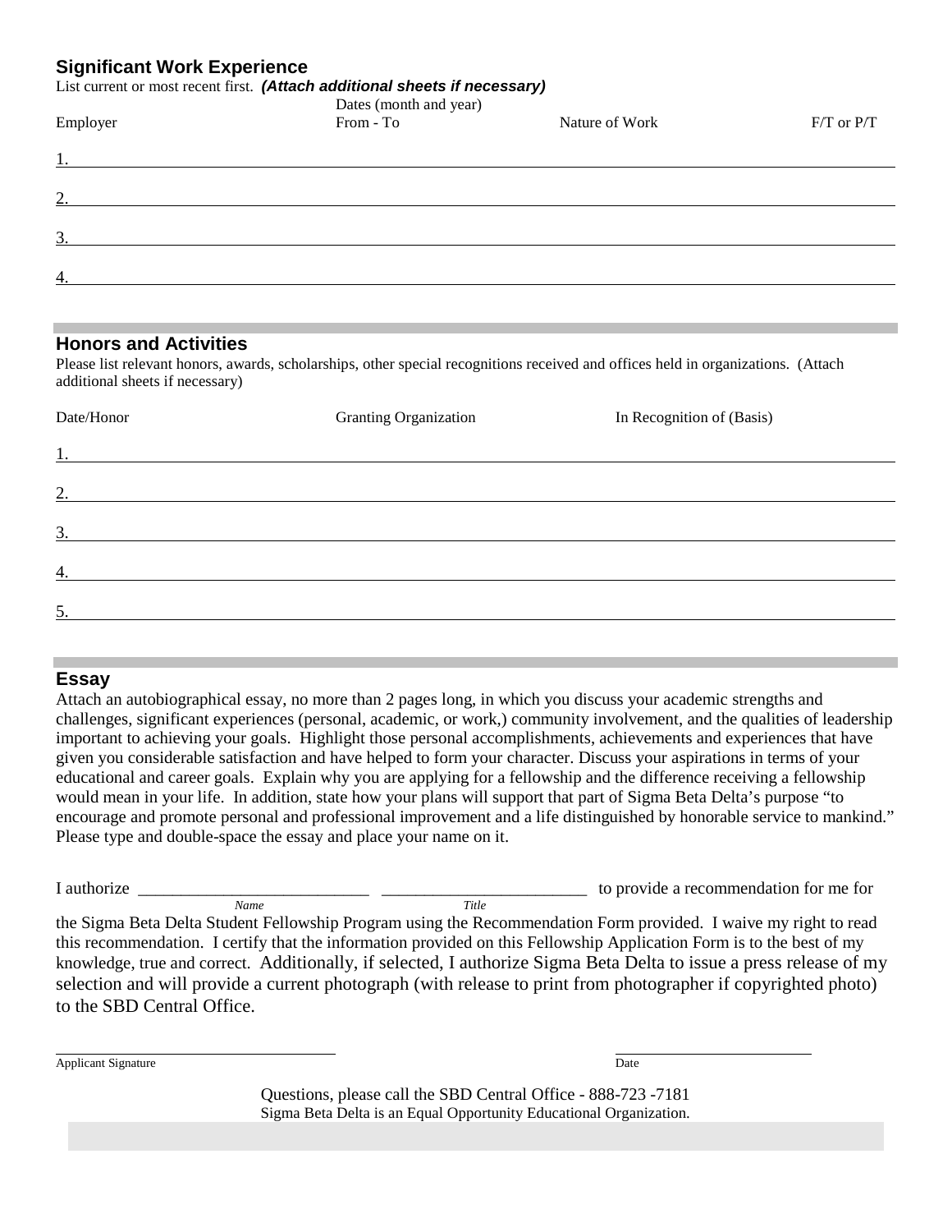## Significant Work Experience

List current or most recent first. ***(Attach additional sheets if necessary)***

| Employer | Dates (month and year) From - To | Nature of Work | F/T or P/T |
|---|---|---|---|
| 1. | | | |
| 2. | | | |
| 3. | | | |
| 4. | | | |

## Honors and Activities

Please list relevant honors, awards, scholarships, other special recognitions received and offices held in organizations. (Attach additional sheets if necessary)

| Date/Honor | Granting Organization | In Recognition of (Basis) |
|---|---|---|
| 1. | | |
| 2. | | |
| 3. | | |
| 4. | | |
| 5. | | |

## Essay

Attach an autobiographical essay, no more than 2 pages long, in which you discuss your academic strengths and challenges, significant experiences (personal, academic, or work,) community involvement, and the qualities of leadership important to achieving your goals. Highlight those personal accomplishments, achievements and experiences that have given you considerable satisfaction and have helped to form your character. Discuss your aspirations in terms of your educational and career goals. Explain why you are applying for a fellowship and the difference receiving a fellowship would mean in your life. In addition, state how your plans will support that part of Sigma Beta Delta's purpose "to encourage and promote personal and professional improvement and a life distinguished by honorable service to mankind." Please type and double-space the essay and place your name on it.

I authorize ___________________________ (*Name*) ________________________ (*Title*) to provide a recommendation for me for the Sigma Beta Delta Student Fellowship Program using the Recommendation Form provided. I waive my right to read this recommendation. I certify that the information provided on this Fellowship Application Form is to the best of my knowledge, true and correct. Additionally, if selected, I authorize Sigma Beta Delta to issue a press release of my selection and will provide a current photograph (with release to print from photographer if copyrighted photo) to the SBD Central Office.

Applicant Signature ______________________ Date ______________________

Questions, please call the SBD Central Office - 888-723 -7181

Sigma Beta Delta is an Equal Opportunity Educational Organization.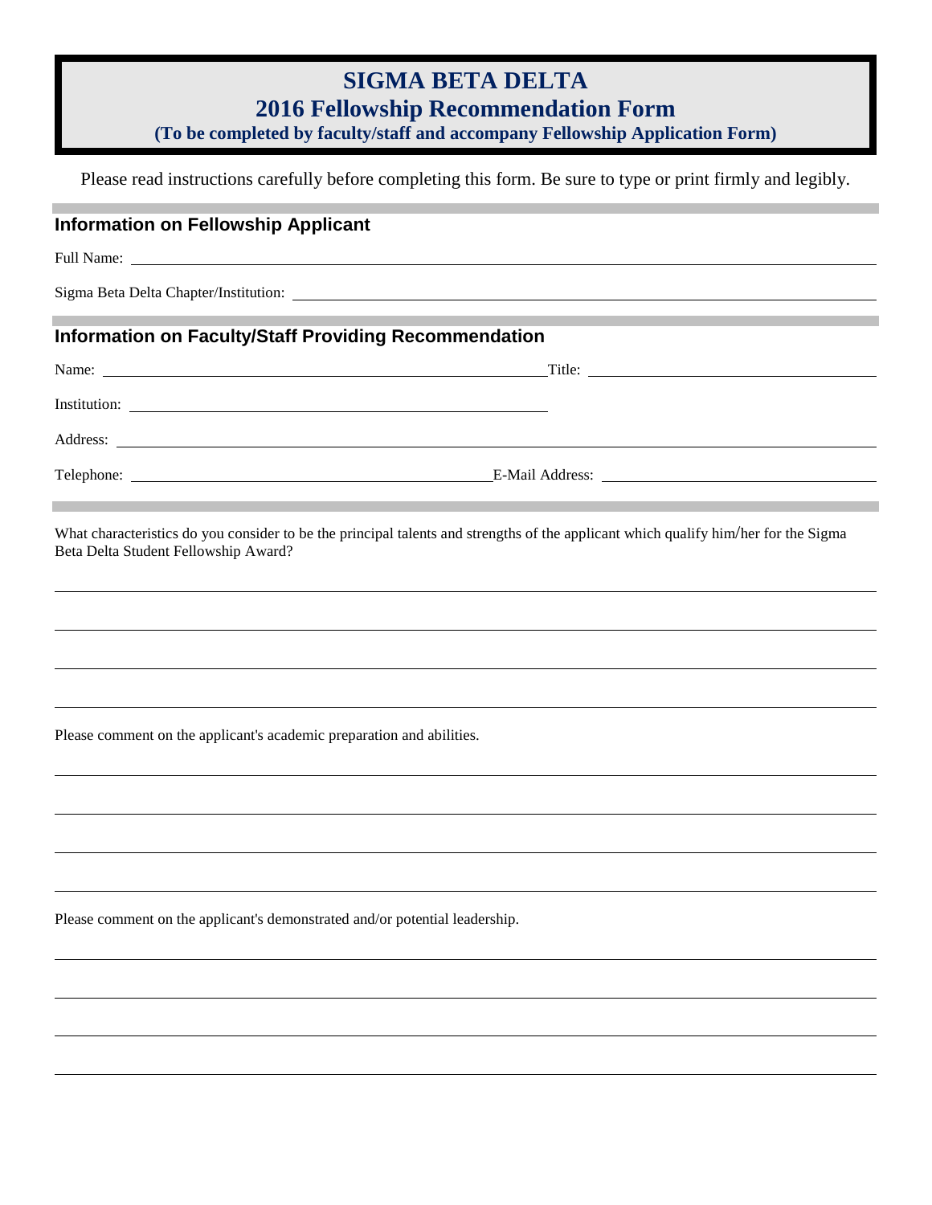# SIGMA BETA DELTA

## 2016 Fellowship Recommendation Form

**(To be completed by faculty/staff and accompany Fellowship Application Form)**

Please read instructions carefully before completing this form. Be sure to type or print firmly and legibly.

## Information on Fellowship Applicant

Full Name: ______________________________________________

Sigma Beta Delta Chapter/Institution: ______________________________________________

## Information on Faculty/Staff Providing Recommendation

Name: ______________________________ Title: ______________________________

Institution: ______________________________

Address: ______________________________________________

Telephone: ______________________________ E-Mail Address: ______________________________

What characteristics do you consider to be the principal talents and strengths of the applicant which qualify him/her for the Sigma Beta Delta Student Fellowship Award?

______________________________________________

______________________________________________

______________________________________________

______________________________________________

Please comment on the applicant's academic preparation and abilities.

______________________________________________

______________________________________________

______________________________________________

______________________________________________

Please comment on the applicant's demonstrated and/or potential leadership.

______________________________________________

______________________________________________

______________________________________________

______________________________________________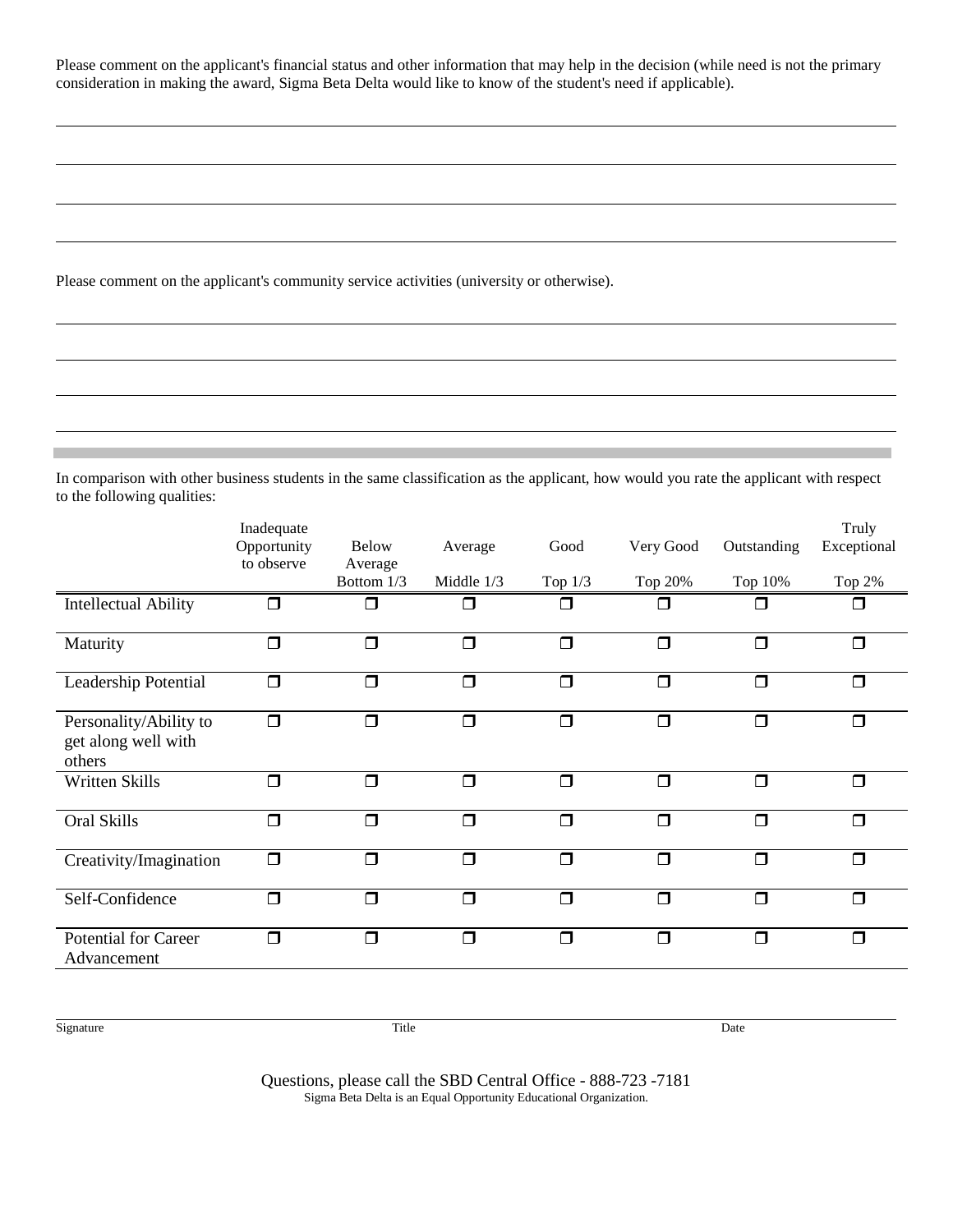Please comment on the applicant's financial status and other information that may help in the decision (while need is not the primary consideration in making the award, Sigma Beta Delta would like to know of the student's need if applicable).

______________________________________________________________________

______________________________________________________________________

______________________________________________________________________

______________________________________________________________________

Please comment on the applicant's community service activities (university or otherwise).

______________________________________________________________________

______________________________________________________________________

______________________________________________________________________

______________________________________________________________________

In comparison with other business students in the same classification as the applicant, how would you rate the applicant with respect to the following qualities:

| | Inadequate Opportunity to observe | Below Average Bottom 1/3 | Average Middle 1/3 | Good Top 1/3 | Very Good Top 20% | Outstanding Top 10% | Truly Exceptional Top 2% |
|---|---|---|---|---|---|---|---|
| Intellectual Ability | ☐ | ☐ | ☐ | ☐ | ☐ | ☐ | ☐ |
| Maturity | ☐ | ☐ | ☐ | ☐ | ☐ | ☐ | ☐ |
| Leadership Potential | ☐ | ☐ | ☐ | ☐ | ☐ | ☐ | ☐ |
| Personality/Ability to get along well with others | ☐ | ☐ | ☐ | ☐ | ☐ | ☐ | ☐ |
| Written Skills | ☐ | ☐ | ☐ | ☐ | ☐ | ☐ | ☐ |
| Oral Skills | ☐ | ☐ | ☐ | ☐ | ☐ | ☐ | ☐ |
| Creativity/Imagination | ☐ | ☐ | ☐ | ☐ | ☐ | ☐ | ☐ |
| Self-Confidence | ☐ | ☐ | ☐ | ☐ | ☐ | ☐ | ☐ |
| Potential for Career Advancement | ☐ | ☐ | ☐ | ☐ | ☐ | ☐ | ☐ |

______________________________________________________________________

Signature                                        Title                                        Date

Questions, please call the SBD Central Office - 888-723 -7181

Sigma Beta Delta is an Equal Opportunity Educational Organization.